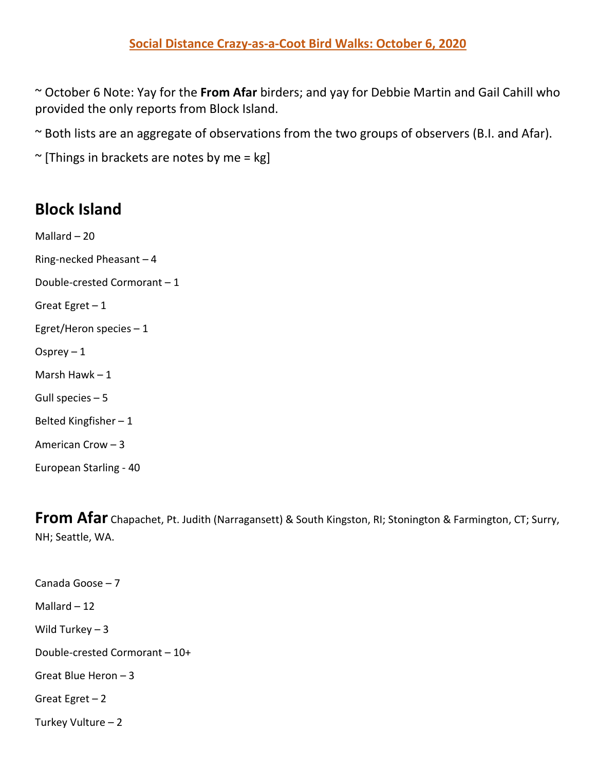# Social Distance Crazy-as-a-Coot Bird Walks: October 6, 2020

~ October 6 Note: Yay for the **From Afar** birders; and yay for Debbie Martin and Gail Cahill who provided the only reports from Block Island.

~ Both lists are an aggregate of observations from the two groups of observers (B.I. and Afar).

~ [Things in brackets are notes by me = kg]

## Block Island

Mallard – 20

Ring-necked Pheasant – 4

Double-crested Cormorant – 1

Great Egret – 1

Egret/Heron species – 1

Osprey – 1

Marsh Hawk – 1

Gull species – 5

Belted Kingfisher – 1

American Crow – 3

European Starling - 40

## From Afar Chapachet, Pt. Judith (Narragansett) & South Kingston, RI; Stonington & Farmington, CT; Surry, NH; Seattle, WA.

Canada Goose – 7

Mallard – 12

Wild Turkey – 3

Double-crested Cormorant – 10+

Great Blue Heron – 3

Great Egret – 2

Turkey Vulture – 2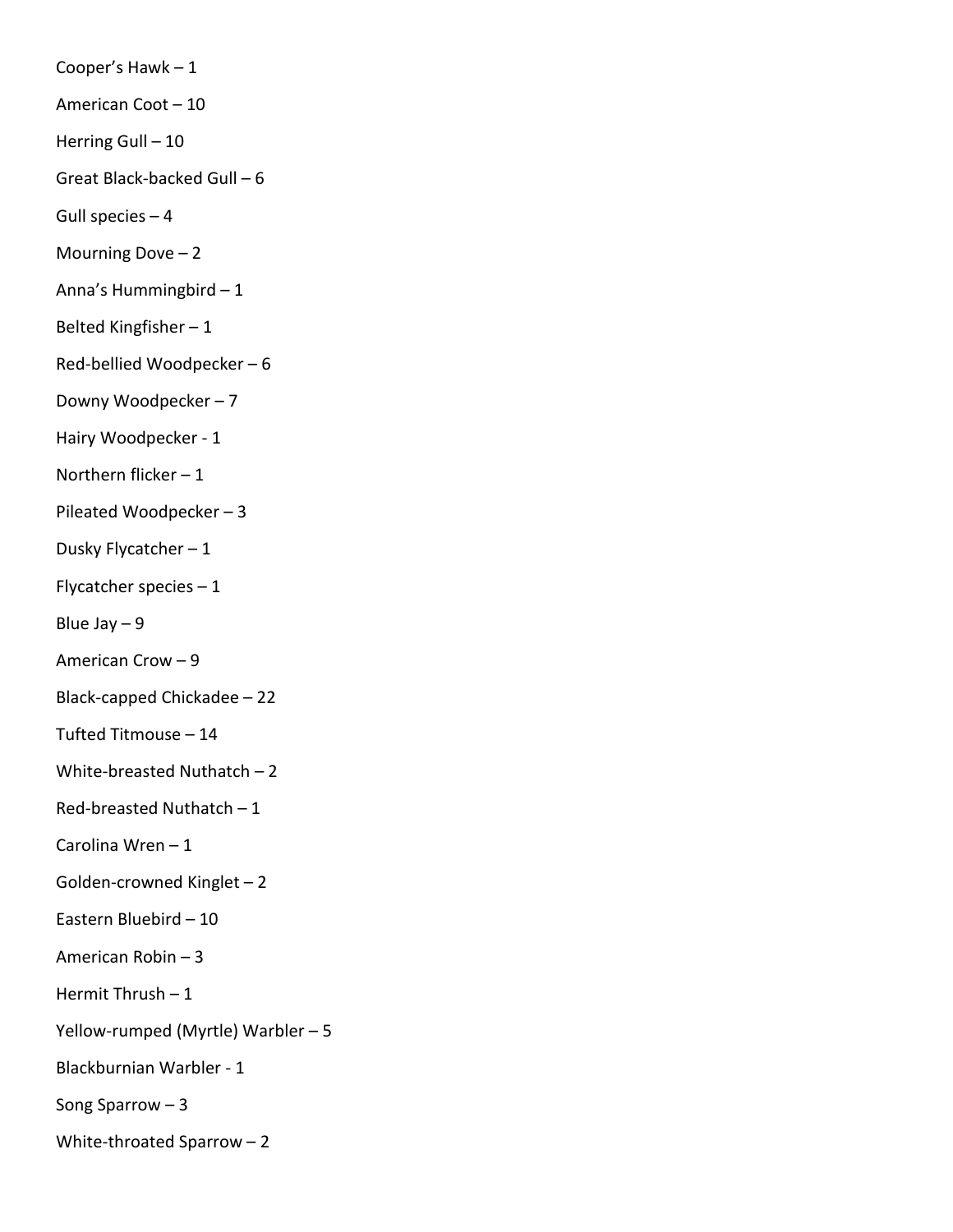Cooper’s Hawk – 1

American Coot – 10

Herring Gull – 10

Great Black-backed Gull – 6

Gull species – 4

Mourning Dove – 2

Anna’s Hummingbird – 1

Belted Kingfisher – 1

Red-bellied Woodpecker – 6

Downy Woodpecker – 7

Hairy Woodpecker - 1

Northern flicker – 1

Pileated Woodpecker – 3

Dusky Flycatcher – 1

Flycatcher species – 1

Blue Jay – 9

American Crow – 9

Black-capped Chickadee – 22

Tufted Titmouse – 14

White-breasted Nuthatch – 2

Red-breasted Nuthatch – 1

Carolina Wren – 1

Golden-crowned Kinglet – 2

Eastern Bluebird – 10

American Robin – 3

Hermit Thrush – 1

Yellow-rumped (Myrtle) Warbler – 5

Blackburnian Warbler - 1

Song Sparrow – 3

White-throated Sparrow – 2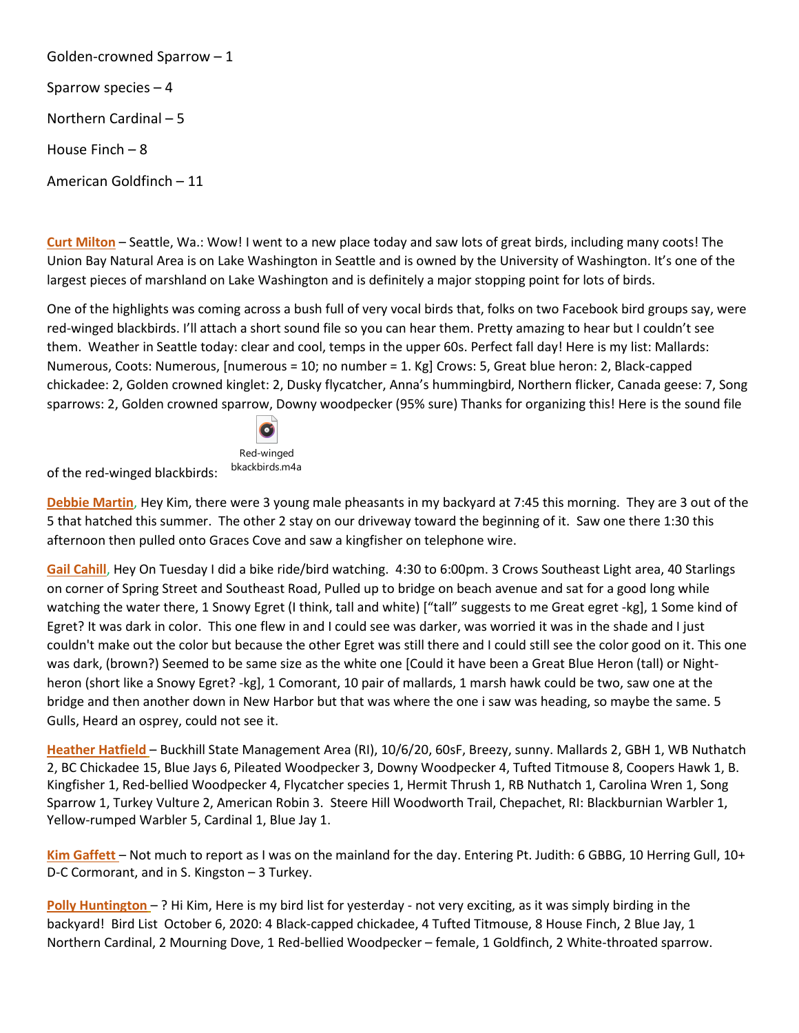Golden-crowned Sparrow – 1

Sparrow species – 4

Northern Cardinal – 5

House Finch – 8

American Goldfinch – 11

**Curt Milton** – Seattle, Wa.: Wow! I went to a new place today and saw lots of great birds, including many coots! The Union Bay Natural Area is on Lake Washington in Seattle and is owned by the University of Washington. It's one of the largest pieces of marshland on Lake Washington and is definitely a major stopping point for lots of birds.

One of the highlights was coming across a bush full of very vocal birds that, folks on two Facebook bird groups say, were red-winged blackbirds. I'll attach a short sound file so you can hear them. Pretty amazing to hear but I couldn't see them. Weather in Seattle today: clear and cool, temps in the upper 60s. Perfect fall day! Here is my list: Mallards: Numerous, Coots: Numerous, [numerous = 10; no number = 1. Kg] Crows: 5, Great blue heron: 2, Black-capped chickadee: 2, Golden crowned kinglet: 2, Dusky flycatcher, Anna's hummingbird, Northern flicker, Canada geese: 7, Song sparrows: 2, Golden crowned sparrow, Downy woodpecker (95% sure) Thanks for organizing this! Here is the sound file of the red-winged blackbirds: Red-winged bkackbirds.m4a

**Debbie Martin**, Hey Kim, there were 3 young male pheasants in my backyard at 7:45 this morning. They are 3 out of the 5 that hatched this summer. The other 2 stay on our driveway toward the beginning of it. Saw one there 1:30 this afternoon then pulled onto Graces Cove and saw a kingfisher on telephone wire.

**Gail Cahill**, Hey On Tuesday I did a bike ride/bird watching. 4:30 to 6:00pm. 3 Crows Southeast Light area, 40 Starlings on corner of Spring Street and Southeast Road, Pulled up to bridge on beach avenue and sat for a good long while watching the water there, 1 Snowy Egret (I think, tall and white) ["tall" suggests to me Great egret -kg], 1 Some kind of Egret? It was dark in color. This one flew in and I could see was darker, was worried it was in the shade and I just couldn't make out the color but because the other Egret was still there and I could still see the color good on it. This one was dark, (brown?) Seemed to be same size as the white one [Could it have been a Great Blue Heron (tall) or Night-heron (short like a Snowy Egret? -kg], 1 Comorant, 10 pair of mallards, 1 marsh hawk could be two, saw one at the bridge and then another down in New Harbor but that was where the one i saw was heading, so maybe the same. 5 Gulls, Heard an osprey, could not see it.

**Heather Hatfield** – Buckhill State Management Area (RI), 10/6/20, 60sF, Breezy, sunny. Mallards 2, GBH 1, WB Nuthatch 2, BC Chickadee 15, Blue Jays 6, Pileated Woodpecker 3, Downy Woodpecker 4, Tufted Titmouse 8, Coopers Hawk 1, B. Kingfisher 1, Red-bellied Woodpecker 4, Flycatcher species 1, Hermit Thrush 1, RB Nuthatch 1, Carolina Wren 1, Song Sparrow 1, Turkey Vulture 2, American Robin 3. Steere Hill Woodworth Trail, Chepachet, RI: Blackburnian Warbler 1, Yellow-rumped Warbler 5, Cardinal 1, Blue Jay 1.

**Kim Gaffett** – Not much to report as I was on the mainland for the day. Entering Pt. Judith: 6 GBBG, 10 Herring Gull, 10+ D-C Cormorant, and in S. Kingston – 3 Turkey.

**Polly Huntington** – ? Hi Kim, Here is my bird list for yesterday - not very exciting, as it was simply birding in the backyard! Bird List October 6, 2020: 4 Black-capped chickadee, 4 Tufted Titmouse, 8 House Finch, 2 Blue Jay, 1 Northern Cardinal, 2 Mourning Dove, 1 Red-bellied Woodpecker – female, 1 Goldfinch, 2 White-throated sparrow.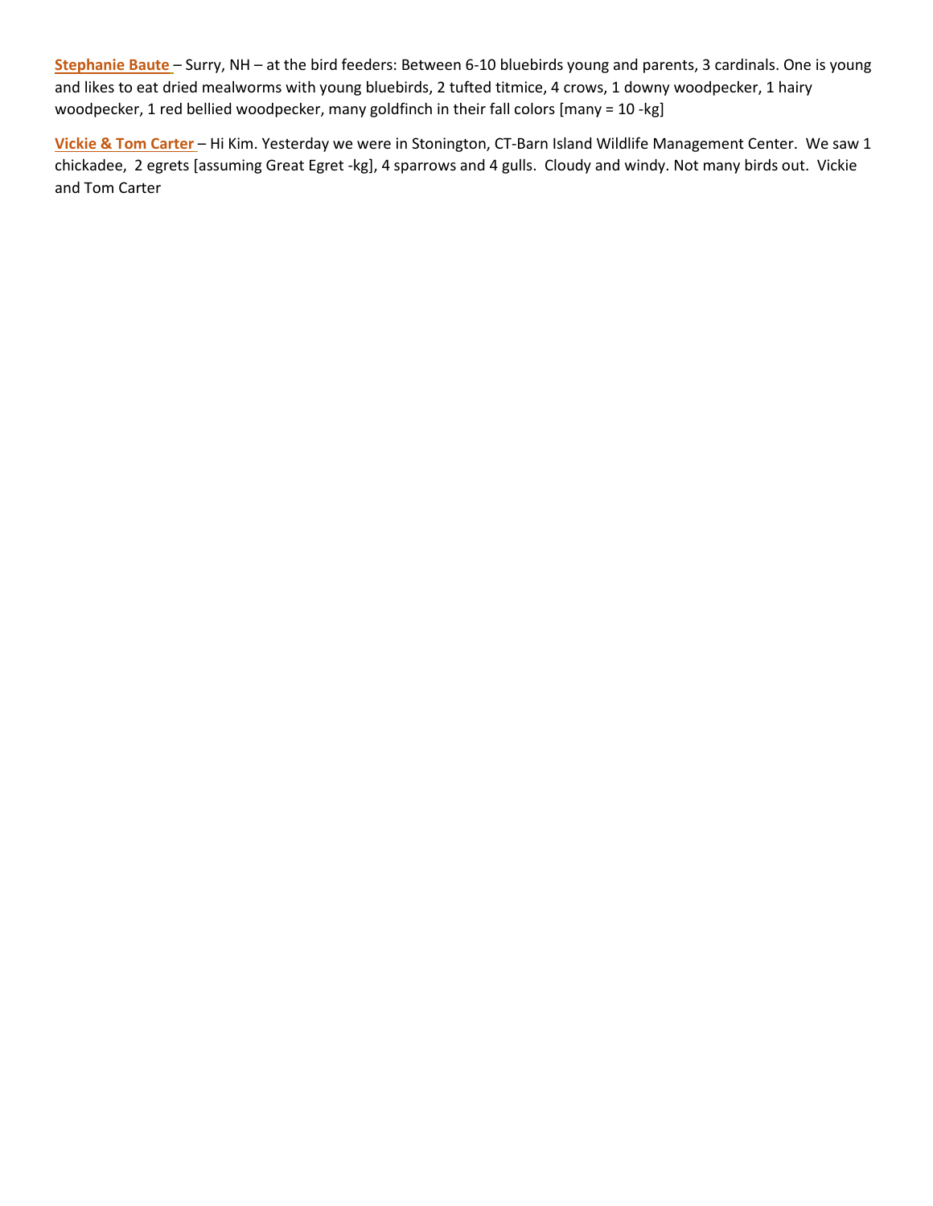**Stephanie Baute** – Surry, NH – at the bird feeders: Between 6-10 bluebirds young and parents, 3 cardinals. One is young and likes to eat dried mealworms with young bluebirds, 2 tufted titmice, 4 crows, 1 downy woodpecker, 1 hairy woodpecker, 1 red bellied woodpecker, many goldfinch in their fall colors [many = 10 -kg]

**Vickie & Tom Carter** – Hi Kim. Yesterday we were in Stonington, CT-Barn Island Wildlife Management Center. We saw 1 chickadee, 2 egrets [assuming Great Egret -kg], 4 sparrows and 4 gulls. Cloudy and windy. Not many birds out. Vickie and Tom Carter